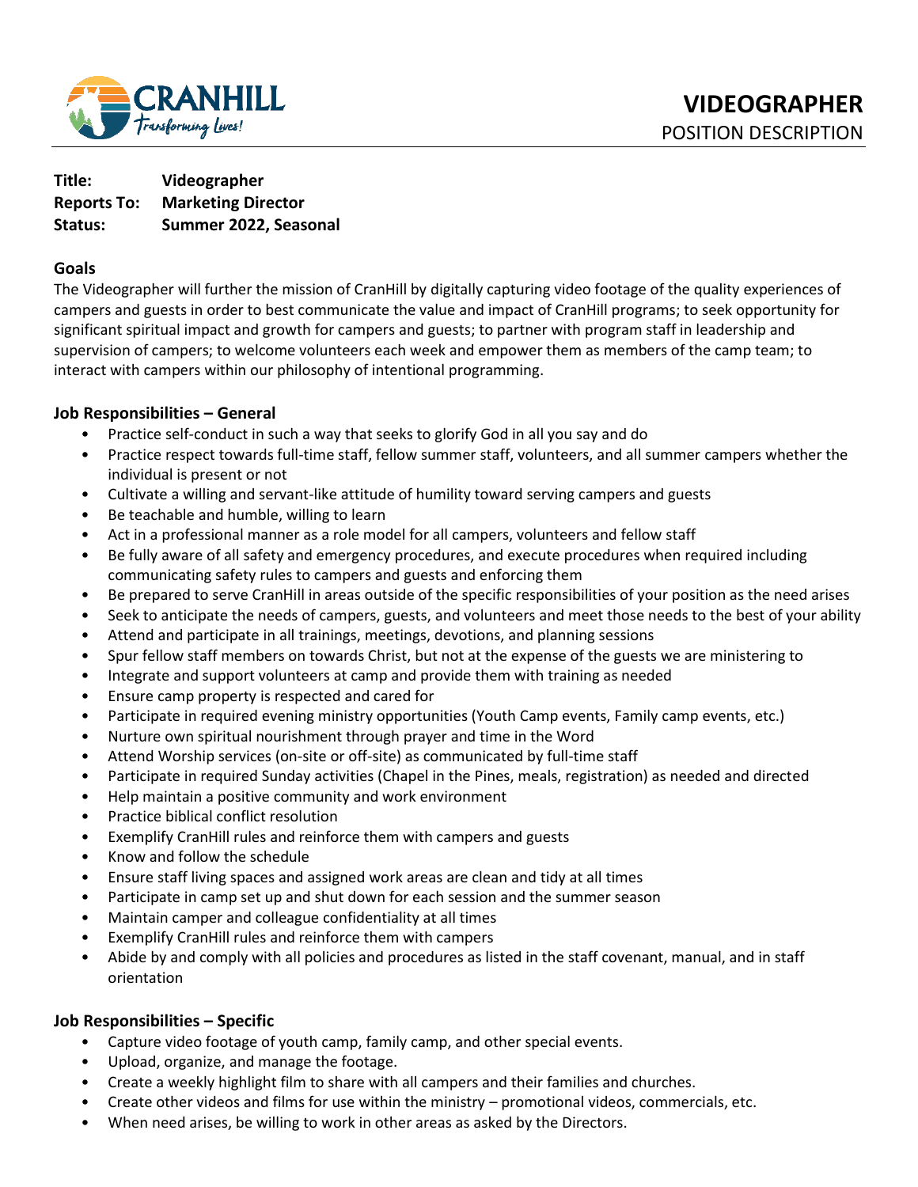# VIDEOGRAPHER

POSITION DESCRIPTION

**Title:** **Videographer**
**Reports To:** **Marketing Director**
**Status:** **Summer 2022, Seasonal**

## Goals

The Videographer will further the mission of CranHill by digitally capturing video footage of the quality experiences of campers and guests in order to best communicate the value and impact of CranHill programs; to seek opportunity for significant spiritual impact and growth for campers and guests; to partner with program staff in leadership and supervision of campers; to welcome volunteers each week and empower them as members of the camp team; to interact with campers within our philosophy of intentional programming.

## Job Responsibilities – General

- Practice self-conduct in such a way that seeks to glorify God in all you say and do
- Practice respect towards full-time staff, fellow summer staff, volunteers, and all summer campers whether the individual is present or not
- Cultivate a willing and servant-like attitude of humility toward serving campers and guests
- Be teachable and humble, willing to learn
- Act in a professional manner as a role model for all campers, volunteers and fellow staff
- Be fully aware of all safety and emergency procedures, and execute procedures when required including communicating safety rules to campers and guests and enforcing them
- Be prepared to serve CranHill in areas outside of the specific responsibilities of your position as the need arises
- Seek to anticipate the needs of campers, guests, and volunteers and meet those needs to the best of your ability
- Attend and participate in all trainings, meetings, devotions, and planning sessions
- Spur fellow staff members on towards Christ, but not at the expense of the guests we are ministering to
- Integrate and support volunteers at camp and provide them with training as needed
- Ensure camp property is respected and cared for
- Participate in required evening ministry opportunities (Youth Camp events, Family camp events, etc.)
- Nurture own spiritual nourishment through prayer and time in the Word
- Attend Worship services (on-site or off-site) as communicated by full-time staff
- Participate in required Sunday activities (Chapel in the Pines, meals, registration) as needed and directed
- Help maintain a positive community and work environment
- Practice biblical conflict resolution
- Exemplify CranHill rules and reinforce them with campers and guests
- Know and follow the schedule
- Ensure staff living spaces and assigned work areas are clean and tidy at all times
- Participate in camp set up and shut down for each session and the summer season
- Maintain camper and colleague confidentiality at all times
- Exemplify CranHill rules and reinforce them with campers
- Abide by and comply with all policies and procedures as listed in the staff covenant, manual, and in staff orientation

## Job Responsibilities – Specific

- Capture video footage of youth camp, family camp, and other special events.
- Upload, organize, and manage the footage.
- Create a weekly highlight film to share with all campers and their families and churches.
- Create other videos and films for use within the ministry – promotional videos, commercials, etc.
- When need arises, be willing to work in other areas as asked by the Directors.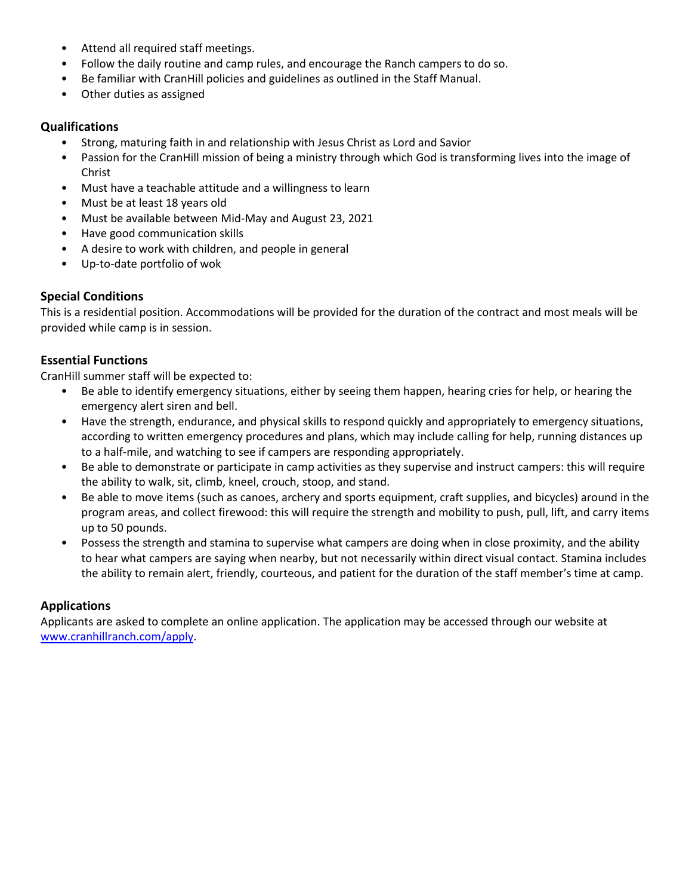- Attend all required staff meetings.
- Follow the daily routine and camp rules, and encourage the Ranch campers to do so.
- Be familiar with CranHill policies and guidelines as outlined in the Staff Manual.
- Other duties as assigned

### Qualifications

- Strong, maturing faith in and relationship with Jesus Christ as Lord and Savior
- Passion for the CranHill mission of being a ministry through which God is transforming lives into the image of Christ
- Must have a teachable attitude and a willingness to learn
- Must be at least 18 years old
- Must be available between Mid-May and August 23, 2021
- Have good communication skills
- A desire to work with children, and people in general
- Up-to-date portfolio of wok

### Special Conditions

This is a residential position. Accommodations will be provided for the duration of the contract and most meals will be provided while camp is in session.

### Essential Functions

CranHill summer staff will be expected to:

- Be able to identify emergency situations, either by seeing them happen, hearing cries for help, or hearing the emergency alert siren and bell.
- Have the strength, endurance, and physical skills to respond quickly and appropriately to emergency situations, according to written emergency procedures and plans, which may include calling for help, running distances up to a half-mile, and watching to see if campers are responding appropriately.
- Be able to demonstrate or participate in camp activities as they supervise and instruct campers: this will require the ability to walk, sit, climb, kneel, crouch, stoop, and stand.
- Be able to move items (such as canoes, archery and sports equipment, craft supplies, and bicycles) around in the program areas, and collect firewood: this will require the strength and mobility to push, pull, lift, and carry items up to 50 pounds.
- Possess the strength and stamina to supervise what campers are doing when in close proximity, and the ability to hear what campers are saying when nearby, but not necessarily within direct visual contact. Stamina includes the ability to remain alert, friendly, courteous, and patient for the duration of the staff member's time at camp.

### Applications

Applicants are asked to complete an online application. The application may be accessed through our website at [www.cranhillranch.com/apply](www.cranhillranch.com/apply).